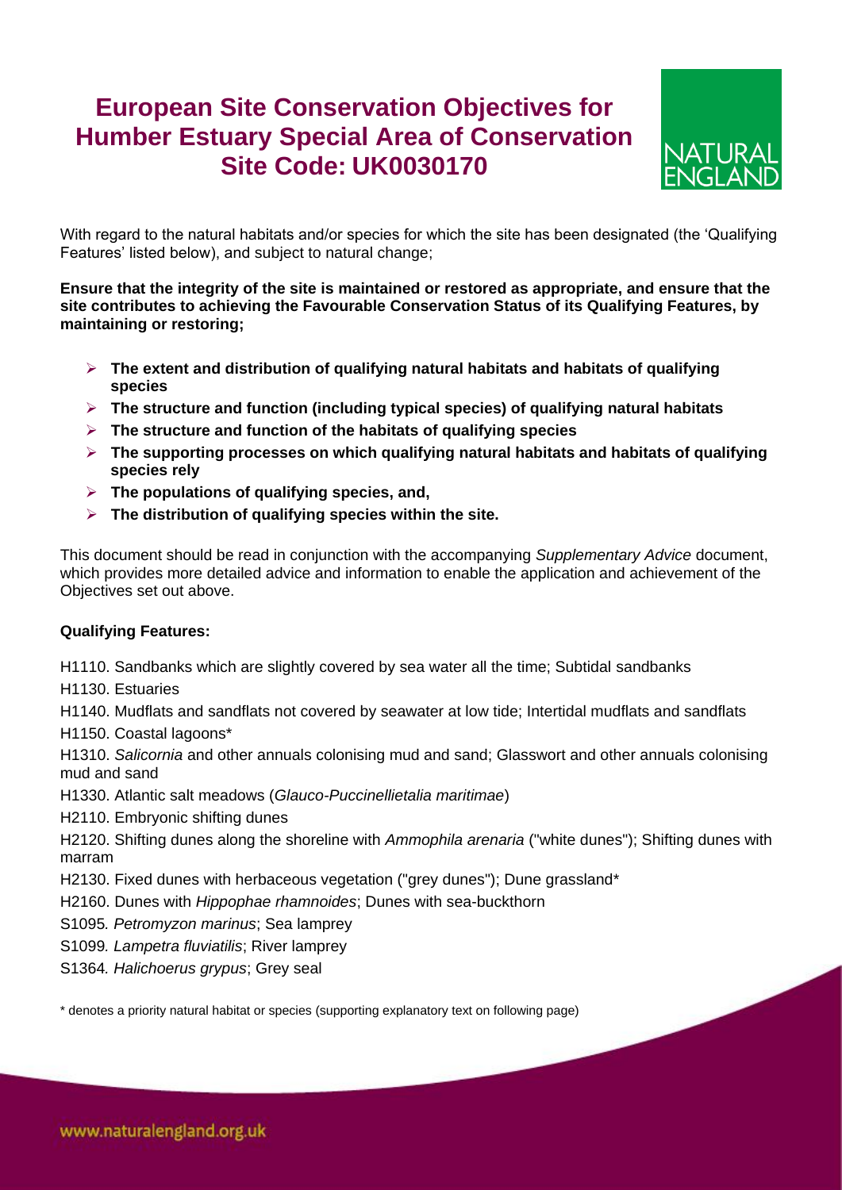# European Site Conservation Objectives for Humber Estuary Special Area of Conservation Site Code: UK0030170

With regard to the natural habitats and/or species for which the site has been designated (the 'Qualifying Features' listed below), and subject to natural change;

**Ensure that the integrity of the site is maintained or restored as appropriate, and ensure that the site contributes to achieving the Favourable Conservation Status of its Qualifying Features, by maintaining or restoring;**

- **The extent and distribution of qualifying natural habitats and habitats of qualifying species**
- **The structure and function (including typical species) of qualifying natural habitats**
- **The structure and function of the habitats of qualifying species**
- **The supporting processes on which qualifying natural habitats and habitats of qualifying species rely**
- **The populations of qualifying species, and,**
- **The distribution of qualifying species within the site.**

This document should be read in conjunction with the accompanying *Supplementary Advice* document, which provides more detailed advice and information to enable the application and achievement of the Objectives set out above.

**Qualifying Features:**

H1110. Sandbanks which are slightly covered by sea water all the time; Subtidal sandbanks

H1130. Estuaries

H1140. Mudflats and sandflats not covered by seawater at low tide; Intertidal mudflats and sandflats

H1150. Coastal lagoons*

H1310. *Salicornia* and other annuals colonising mud and sand; Glasswort and other annuals colonising mud and sand

H1330. Atlantic salt meadows (*Glauco-Puccinellietalia maritimae*)

H2110. Embryonic shifting dunes

H2120. Shifting dunes along the shoreline with *Ammophila arenaria* ("white dunes"); Shifting dunes with marram

H2130. Fixed dunes with herbaceous vegetation ("grey dunes"); Dune grassland*

H2160. Dunes with *Hippophae rhamnoides*; Dunes with sea-buckthorn

S1095*. Petromyzon marinus*; Sea lamprey

S1099*. Lampetra fluviatilis*; River lamprey

S1364*. Halichoerus grypus*; Grey seal

\* denotes a priority natural habitat or species (supporting explanatory text on following page)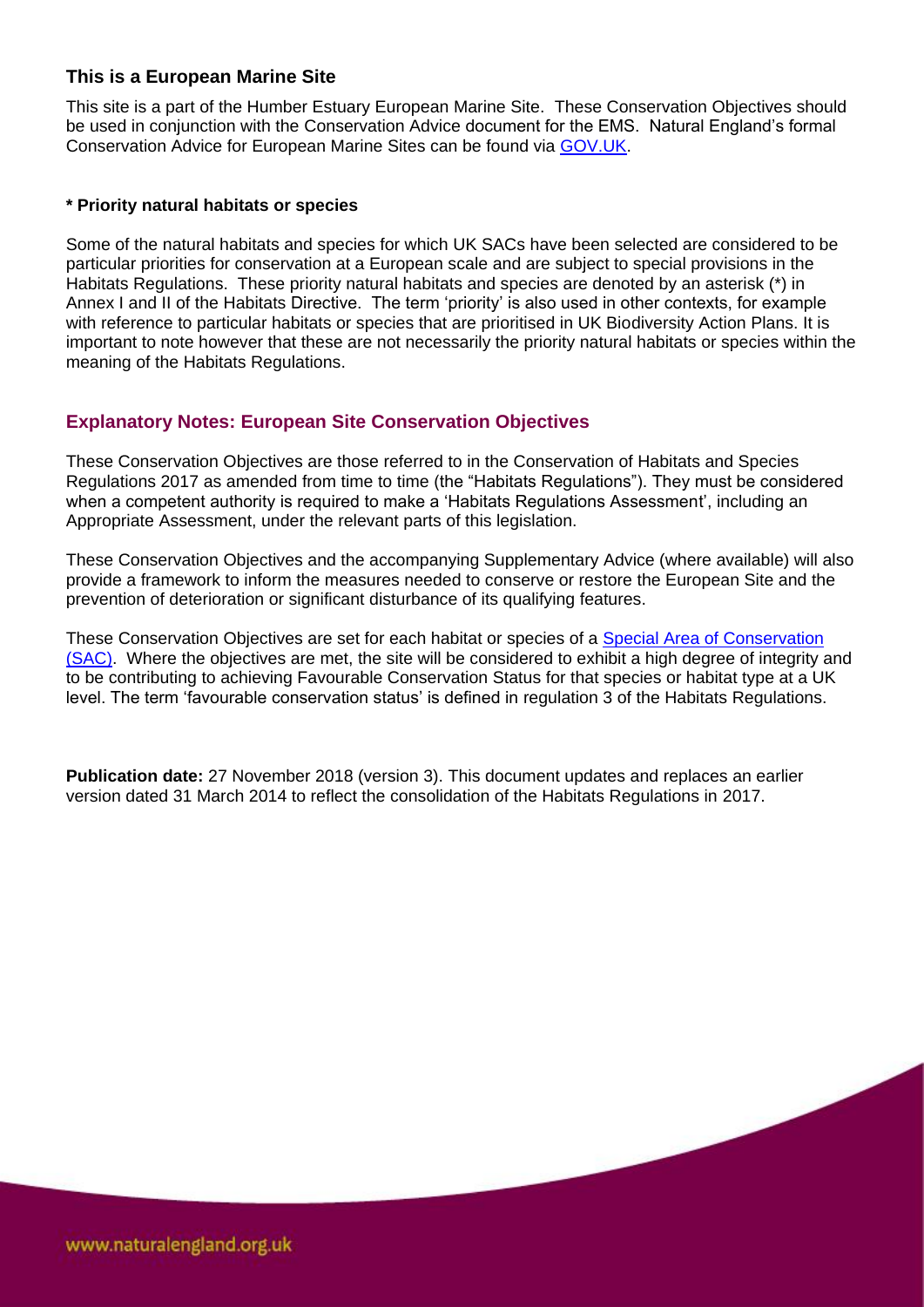### This is a European Marine Site

This site is a part of the Humber Estuary European Marine Site. These Conservation Objectives should be used in conjunction with the Conservation Advice document for the EMS. Natural England's formal Conservation Advice for European Marine Sites can be found via [GOV.UK](GOV.UK).

**\* Priority natural habitats or species**

Some of the natural habitats and species for which UK SACs have been selected are considered to be particular priorities for conservation at a European scale and are subject to special provisions in the Habitats Regulations. These priority natural habitats and species are denoted by an asterisk (*) in Annex I and II of the Habitats Directive. The term 'priority' is also used in other contexts, for example with reference to particular habitats or species that are prioritised in UK Biodiversity Action Plans. It is important to note however that these are not necessarily the priority natural habitats or species within the meaning of the Habitats Regulations.

### Explanatory Notes: European Site Conservation Objectives

These Conservation Objectives are those referred to in the Conservation of Habitats and Species Regulations 2017 as amended from time to time (the "Habitats Regulations"). They must be considered when a competent authority is required to make a 'Habitats Regulations Assessment', including an Appropriate Assessment, under the relevant parts of this legislation.

These Conservation Objectives and the accompanying Supplementary Advice (where available) will also provide a framework to inform the measures needed to conserve or restore the European Site and the prevention of deterioration or significant disturbance of its qualifying features.

These Conservation Objectives are set for each habitat or species of a Special Area of Conservation (SAC). Where the objectives are met, the site will be considered to exhibit a high degree of integrity and to be contributing to achieving Favourable Conservation Status for that species or habitat type at a UK level. The term 'favourable conservation status' is defined in regulation 3 of the Habitats Regulations.

**Publication date:** 27 November 2018 (version 3). This document updates and replaces an earlier version dated 31 March 2014 to reflect the consolidation of the Habitats Regulations in 2017.

www.naturalengland.org.uk